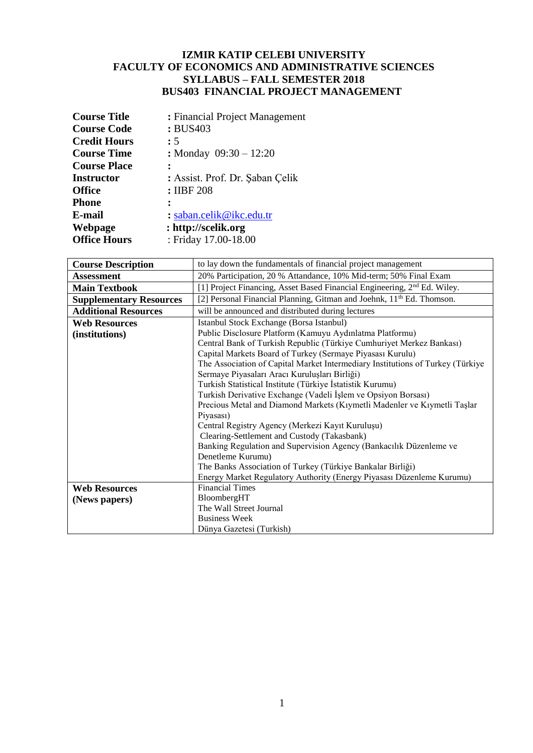# IZMIR KATIP CELEBI UNIVERSITY
# FACULTY OF ECONOMICS AND ADMINISTRATIVE SCIENCES
# SYLLABUS – FALL SEMESTER 2018
# BUS403 FINANCIAL PROJECT MANAGEMENT

**Course Title** : Financial Project Management
**Course Code** : BUS403
**Credit Hours** : 5
**Course Time** : Monday 09:30 – 12:20
**Course Place** :
**Instructor** : Assist. Prof. Dr. Şaban Çelik
**Office** : IIBF 208
**Phone** :
**E-mail** : saban.celik@ikc.edu.tr
**Webpage** : **http://scelik.org**
**Office Hours** : Friday 17.00-18.00

| | |
|---|---|
| **Course Description** | to lay down the fundamentals of financial project management |
| **Assessment** | 20% Participation, 20 % Attandance, 10% Mid-term; 50% Final Exam |
| **Main Textbook** | [1] Project Financing, Asset Based Financial Engineering, 2nd Ed. Wiley. |
| **Supplementary Resources** | [2] Personal Financial Planning, Gitman and Joehnk, 11th Ed. Thomson. |
| **Additional Resources** | will be announced and distributed during lectures |
| **Web Resources (institutions)** | Istanbul Stock Exchange (Borsa Istanbul)<br>Public Disclosure Platform (Kamuyu Aydınlatma Platformu)<br>Central Bank of Turkish Republic (Türkiye Cumhuriyet Merkez Bankası)<br>Capital Markets Board of Turkey (Sermaye Piyasası Kurulu)<br>The Association of Capital Market Intermediary Institutions of Turkey (Türkiye Sermaye Piyasaları Aracı Kuruluşları Birliği)<br>Turkish Statistical Institute (Türkiye İstatistik Kurumu)<br>Turkish Derivative Exchange (Vadeli İşlem ve Opsiyon Borsası)<br>Precious Metal and Diamond Markets (Kıymetli Madenler ve Kıymetli Taşlar Piyasası)<br>Central Registry Agency (Merkezi Kayıt Kuruluşu)<br>Clearing-Settlement and Custody (Takasbank)<br>Banking Regulation and Supervision Agency (Bankacılık Düzenleme ve Denetleme Kurumu)<br>The Banks Association of Turkey (Türkiye Bankalar Birliği)<br>Energy Market Regulatory Authority (Energy Piyasası Düzenleme Kurumu) |
| **Web Resources (News papers)** | Financial Times<br>BloombergHT<br>The Wall Street Journal<br>Business Week<br>Dünya Gazetesi (Turkish) |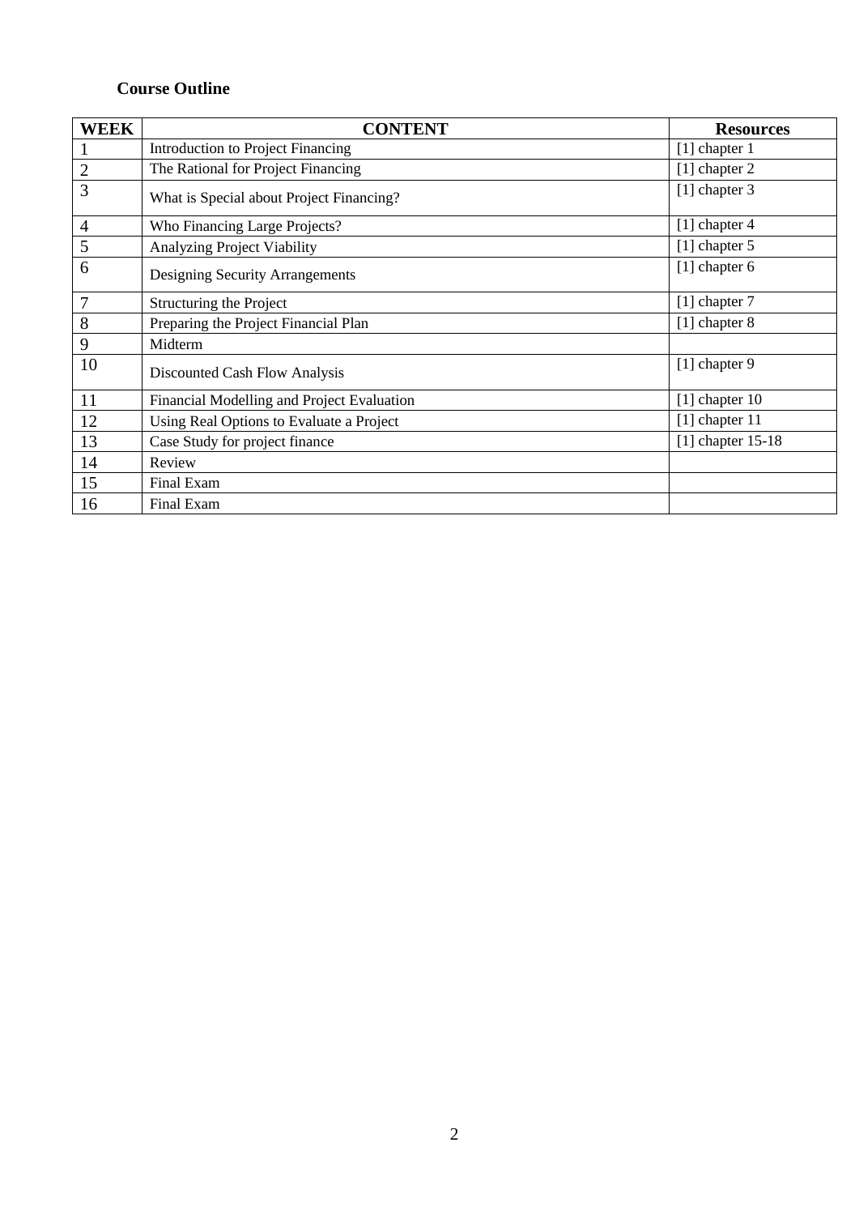**Course Outline**

| WEEK | CONTENT | Resources |
|---|---|---|
| 1 | Introduction to Project Financing | [1] chapter 1 |
| 2 | The Rational for Project Financing | [1] chapter 2 |
| 3 | What is Special about Project Financing? | [1] chapter 3 |
| 4 | Who Financing Large Projects? | [1] chapter 4 |
| 5 | Analyzing Project Viability | [1] chapter 5 |
| 6 | Designing Security Arrangements | [1] chapter 6 |
| 7 | Structuring the Project | [1] chapter 7 |
| 8 | Preparing the Project Financial Plan | [1] chapter 8 |
| 9 | Midterm | |
| 10 | Discounted Cash Flow Analysis | [1] chapter 9 |
| 11 | Financial Modelling and Project Evaluation | [1] chapter 10 |
| 12 | Using Real Options to Evaluate a Project | [1] chapter 11 |
| 13 | Case Study for project finance | [1] chapter 15-18 |
| 14 | Review | |
| 15 | Final Exam | |
| 16 | Final Exam | |